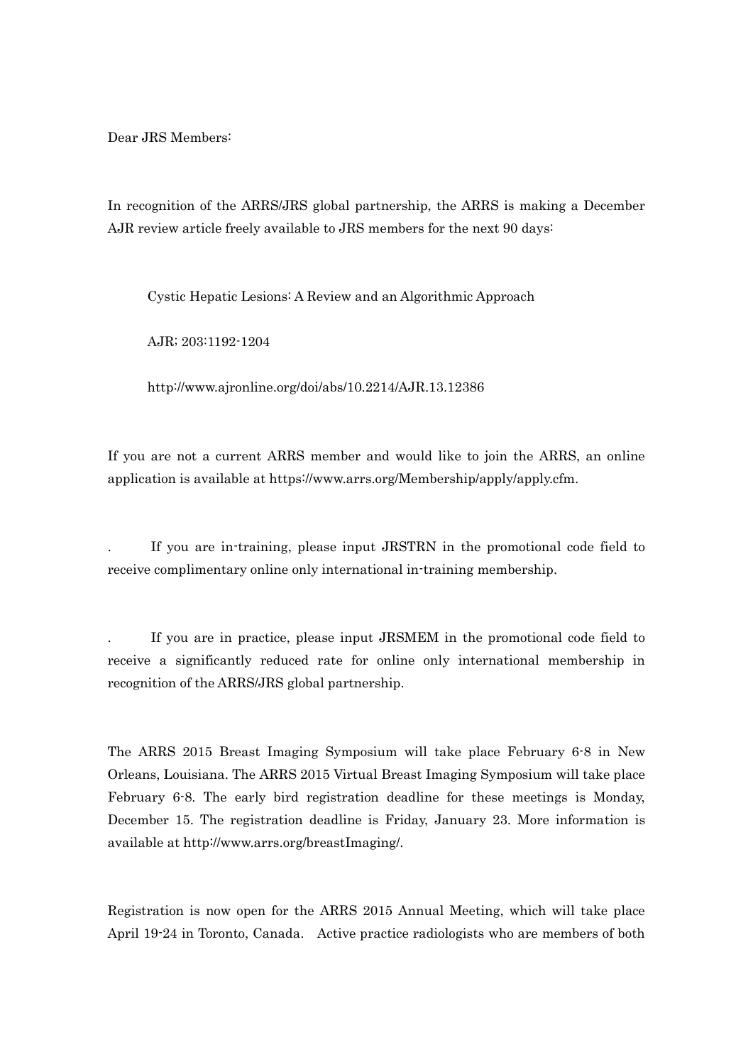Dear JRS Members:

In recognition of the ARRS/JRS global partnership, the ARRS is making a December AJR review article freely available to JRS members for the next 90 days:

Cystic Hepatic Lesions: A Review and an Algorithmic Approach

AJR; 203:1192-1204

http://www.ajronline.org/doi/abs/10.2214/AJR.13.12386

If you are not a current ARRS member and would like to join the ARRS, an online application is available at https://www.arrs.org/Membership/apply/apply.cfm.

. If you are in-training, please input JRSTRN in the promotional code field to receive complimentary online only international in-training membership.

. If you are in practice, please input JRSMEM in the promotional code field to receive a significantly reduced rate for online only international membership in recognition of the ARRS/JRS global partnership.

The ARRS 2015 Breast Imaging Symposium will take place February 6-8 in New Orleans, Louisiana. The ARRS 2015 Virtual Breast Imaging Symposium will take place February 6-8. The early bird registration deadline for these meetings is Monday, December 15. The registration deadline is Friday, January 23. More information is available at http://www.arrs.org/breastImaging/.

Registration is now open for the ARRS 2015 Annual Meeting, which will take place April 19-24 in Toronto, Canada. Active practice radiologists who are members of both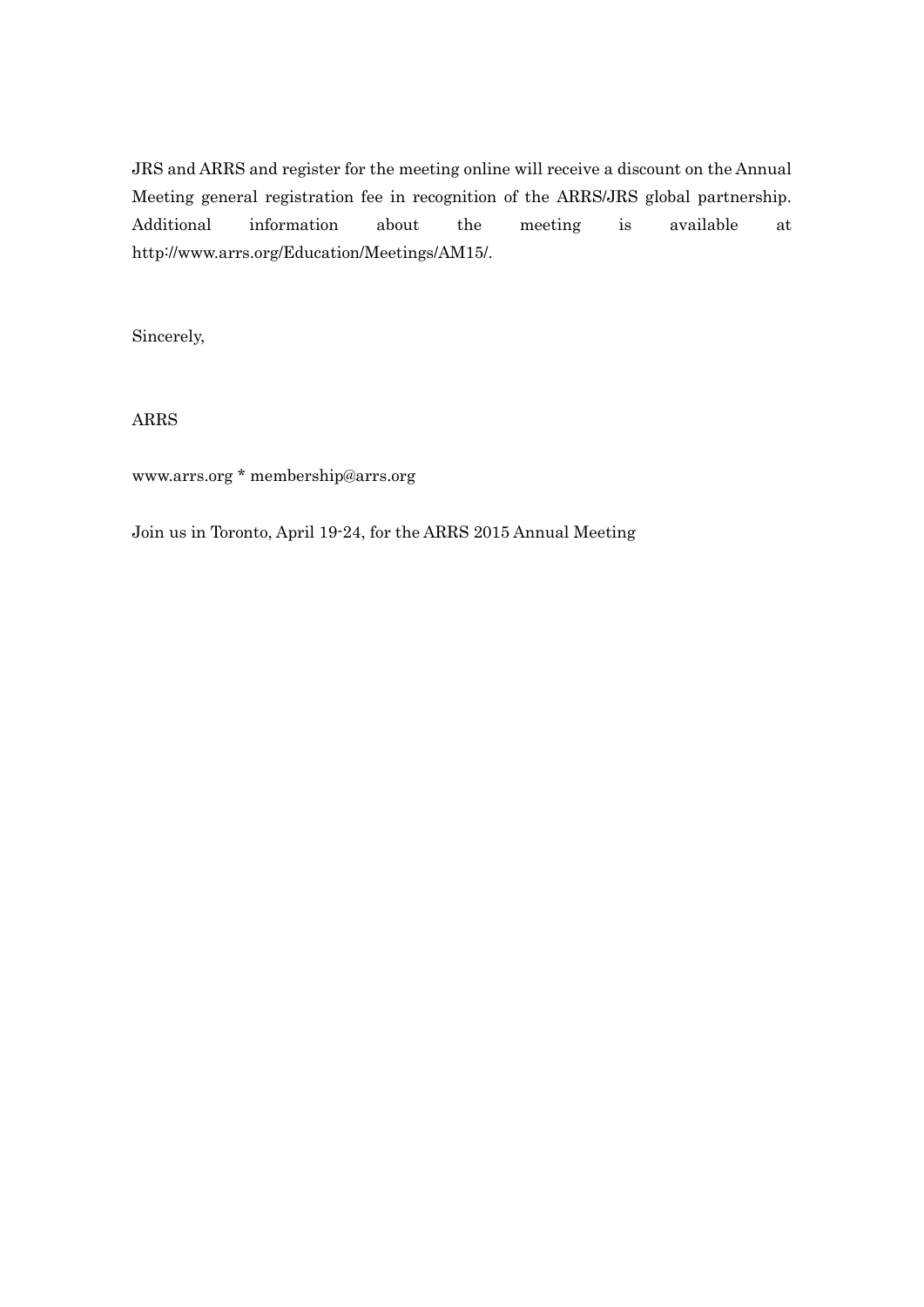JRS and ARRS and register for the meeting online will receive a discount on the Annual Meeting general registration fee in recognition of the ARRS/JRS global partnership. Additional information about the meeting is available at http://www.arrs.org/Education/Meetings/AM15/.

Sincerely,

ARRS

www.arrs.org * membership@arrs.org

Join us in Toronto, April 19-24, for the ARRS 2015 Annual Meeting